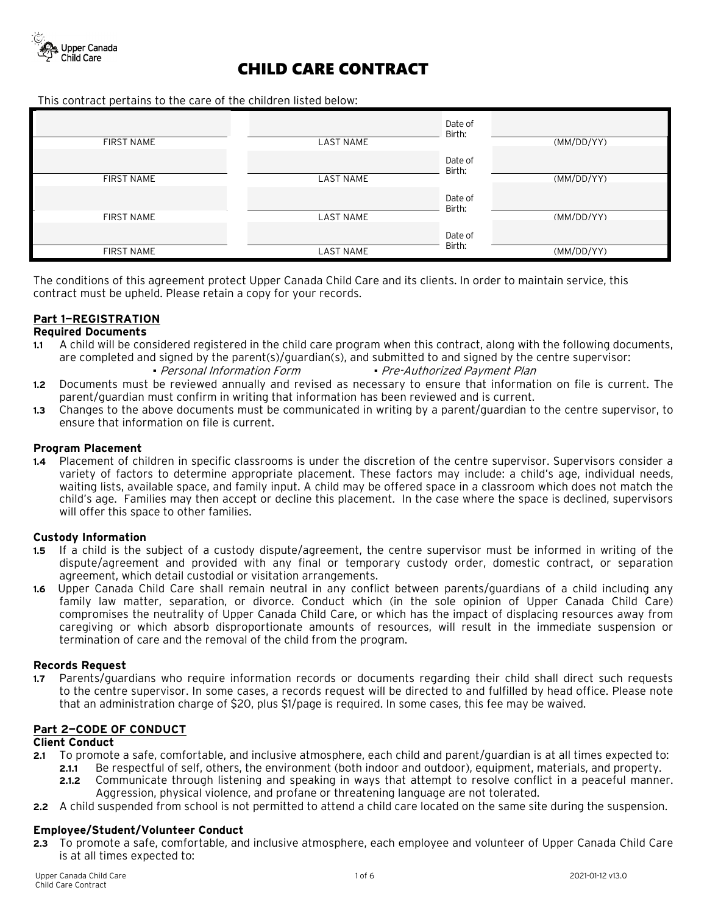# CHILD CARE CONTRACT

This contract pertains to the care of the children listed below:

| FIRST NAME | LAST NAME | Date of Birth: | (MM/DD/YY) |
|---|---|---|---|
| | | | |
| FIRST NAME | LAST NAME | Date of Birth: | (MM/DD/YY) |
| FIRST NAME | LAST NAME | Date of Birth: | (MM/DD/YY) |
| FIRST NAME | LAST NAME | Date of Birth: | (MM/DD/YY) |

The conditions of this agreement protect Upper Canada Child Care and its clients. In order to maintain service, this contract must be upheld. Please retain a copy for your records.

## Part 1—REGISTRATION

### Required Documents

**1.1** A child will be considered registered in the child care program when this contract, along with the following documents, are completed and signed by the parent(s)/guardian(s), and submitted to and signed by the centre supervisor:

- *Personal Information Form*
- *Pre-Authorized Payment Plan*

**1.2** Documents must be reviewed annually and revised as necessary to ensure that information on file is current. The parent/guardian must confirm in writing that information has been reviewed and is current.

**1.3** Changes to the above documents must be communicated in writing by a parent/guardian to the centre supervisor, to ensure that information on file is current.

### Program Placement

**1.4** Placement of children in specific classrooms is under the discretion of the centre supervisor. Supervisors consider a variety of factors to determine appropriate placement. These factors may include: a child's age, individual needs, waiting lists, available space, and family input. A child may be offered space in a classroom which does not match the child's age. Families may then accept or decline this placement. In the case where the space is declined, supervisors will offer this space to other families.

### Custody Information

**1.5** If a child is the subject of a custody dispute/agreement, the centre supervisor must be informed in writing of the dispute/agreement and provided with any final or temporary custody order, domestic contract, or separation agreement, which detail custodial or visitation arrangements.

**1.6** Upper Canada Child Care shall remain neutral in any conflict between parents/guardians of a child including any family law matter, separation, or divorce. Conduct which (in the sole opinion of Upper Canada Child Care) compromises the neutrality of Upper Canada Child Care, or which has the impact of displacing resources away from caregiving or which absorb disproportionate amounts of resources, will result in the immediate suspension or termination of care and the removal of the child from the program.

### Records Request

**1.7** Parents/guardians who require information records or documents regarding their child shall direct such requests to the centre supervisor. In some cases, a records request will be directed to and fulfilled by head office. Please note that an administration charge of $20, plus $1/page is required. In some cases, this fee may be waived.

## Part 2—CODE OF CONDUCT

### Client Conduct

**2.1** To promote a safe, comfortable, and inclusive atmosphere, each child and parent/guardian is at all times expected to:

- **2.1.1** Be respectful of self, others, the environment (both indoor and outdoor), equipment, materials, and property.
- **2.1.2** Communicate through listening and speaking in ways that attempt to resolve conflict in a peaceful manner. Aggression, physical violence, and profane or threatening language are not tolerated.

**2.2** A child suspended from school is not permitted to attend a child care located on the same site during the suspension.

### Employee/Student/Volunteer Conduct

**2.3** To promote a safe, comfortable, and inclusive atmosphere, each employee and volunteer of Upper Canada Child Care is at all times expected to: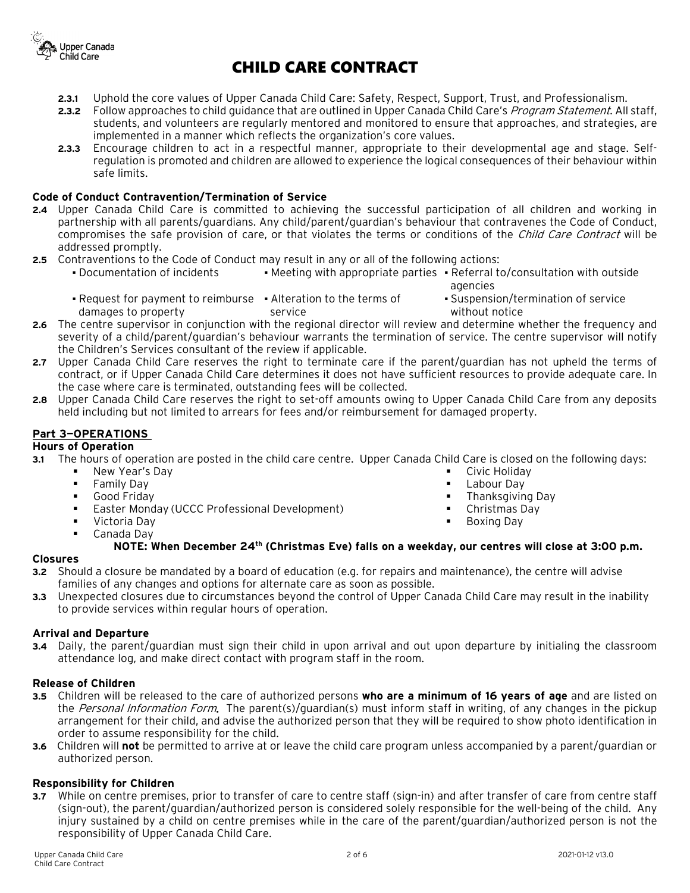# CHILD CARE CONTRACT

- **2.3.1** Uphold the core values of Upper Canada Child Care: Safety, Respect, Support, Trust, and Professionalism.
- **2.3.2** Follow approaches to child guidance that are outlined in Upper Canada Child Care's *Program Statement*. All staff, students, and volunteers are regularly mentored and monitored to ensure that approaches, and strategies, are implemented in a manner which reflects the organization's core values.
- **2.3.3** Encourage children to act in a respectful manner, appropriate to their developmental age and stage. Self-regulation is promoted and children are allowed to experience the logical consequences of their behaviour within safe limits.

### Code of Conduct Contravention/Termination of Service

**2.4** Upper Canada Child Care is committed to achieving the successful participation of all children and working in partnership with all parents/guardians. Any child/parent/guardian's behaviour that contravenes the Code of Conduct, compromises the safe provision of care, or that violates the terms or conditions of the *Child Care Contract* will be addressed promptly.

**2.5** Contraventions to the Code of Conduct may result in any or all of the following actions:

- Documentation of incidents
- Meeting with appropriate parties
- Referral to/consultation with outside agencies
- Request for payment to reimburse damages to property
- Alteration to the terms of service
- Suspension/termination of service without notice

**2.6** The centre supervisor in conjunction with the regional director will review and determine whether the frequency and severity of a child/parent/guardian's behaviour warrants the termination of service. The centre supervisor will notify the Children's Services consultant of the review if applicable.

**2.7** Upper Canada Child Care reserves the right to terminate care if the parent/guardian has not upheld the terms of contract, or if Upper Canada Child Care determines it does not have sufficient resources to provide adequate care. In the case where care is terminated, outstanding fees will be collected.

**2.8** Upper Canada Child Care reserves the right to set-off amounts owing to Upper Canada Child Care from any deposits held including but not limited to arrears for fees and/or reimbursement for damaged property.

## Part 3—OPERATIONS

### Hours of Operation

**3.1** The hours of operation are posted in the child care centre. Upper Canada Child Care is closed on the following days:

- New Year's Day
- Family Day
- Good Friday
- Easter Monday (UCCC Professional Development)
- Victoria Day
- Canada Day
- Civic Holiday
- Labour Day
- Thanksgiving Day
- Christmas Day
- Boxing Day

**NOTE: When December 24th (Christmas Eve) falls on a weekday, our centres will close at 3:00 p.m.**

### Closures

**3.2** Should a closure be mandated by a board of education (e.g. for repairs and maintenance), the centre will advise families of any changes and options for alternate care as soon as possible.

**3.3** Unexpected closures due to circumstances beyond the control of Upper Canada Child Care may result in the inability to provide services within regular hours of operation.

### Arrival and Departure

**3.4** Daily, the parent/guardian must sign their child in upon arrival and out upon departure by initialing the classroom attendance log, and make direct contact with program staff in the room.

### Release of Children

**3.5** Children will be released to the care of authorized persons **who are a minimum of 16 years of age** and are listed on the *Personal Information Form***.** The parent(s)/guardian(s) must inform staff in writing, of any changes in the pickup arrangement for their child, and advise the authorized person that they will be required to show photo identification in order to assume responsibility for the child.

**3.6** Children will **not** be permitted to arrive at or leave the child care program unless accompanied by a parent/guardian or authorized person.

### Responsibility for Children

**3.7** While on centre premises, prior to transfer of care to centre staff (sign-in) and after transfer of care from centre staff (sign-out), the parent/guardian/authorized person is considered solely responsible for the well-being of the child. Any injury sustained by a child on centre premises while in the care of the parent/guardian/authorized person is not the responsibility of Upper Canada Child Care.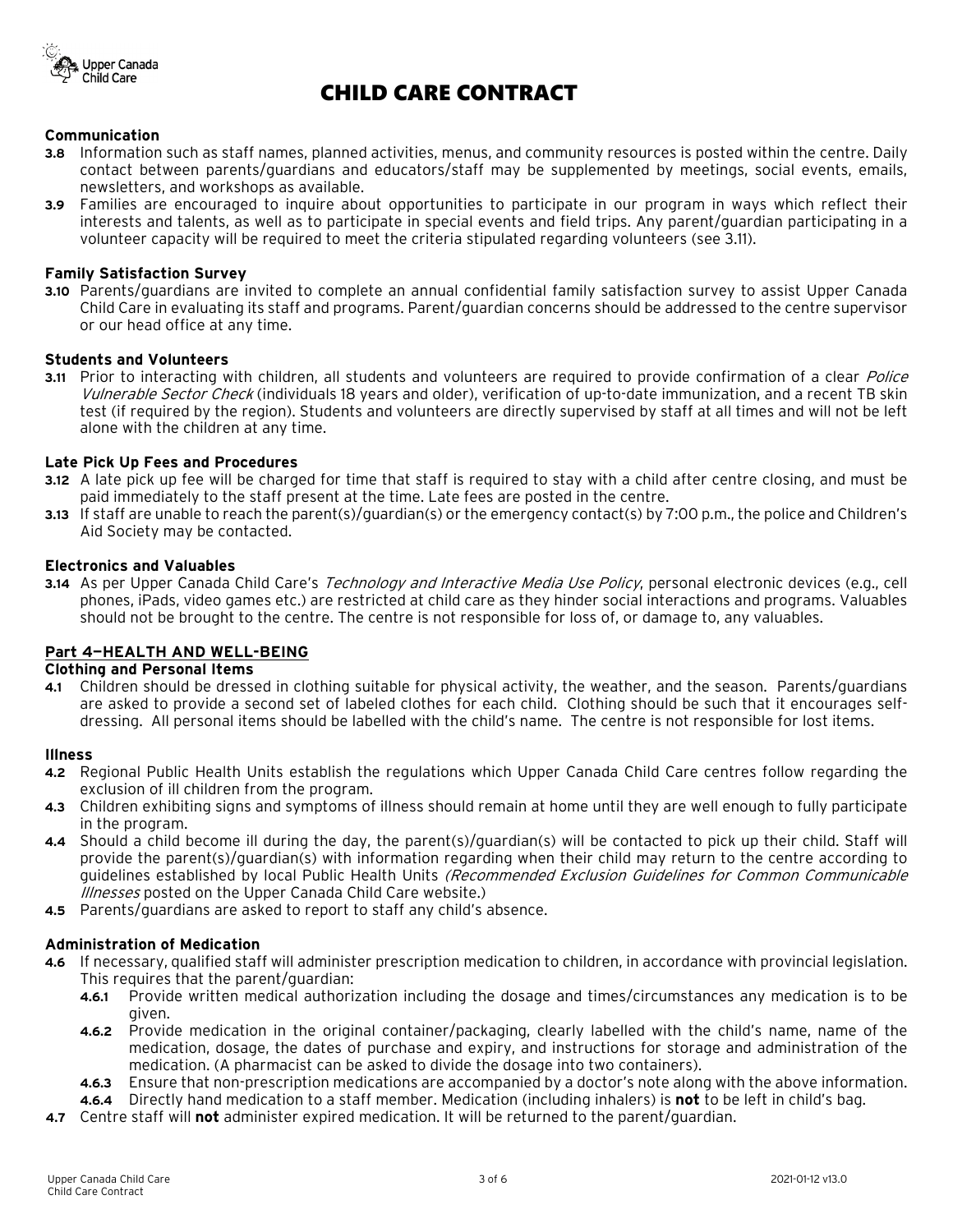# CHILD CARE CONTRACT

**Communication**

**3.8** Information such as staff names, planned activities, menus, and community resources is posted within the centre. Daily contact between parents/guardians and educators/staff may be supplemented by meetings, social events, emails, newsletters, and workshops as available.

**3.9** Families are encouraged to inquire about opportunities to participate in our program in ways which reflect their interests and talents, as well as to participate in special events and field trips. Any parent/guardian participating in a volunteer capacity will be required to meet the criteria stipulated regarding volunteers (see 3.11).

**Family Satisfaction Survey**

**3.10** Parents/guardians are invited to complete an annual confidential family satisfaction survey to assist Upper Canada Child Care in evaluating its staff and programs. Parent/guardian concerns should be addressed to the centre supervisor or our head office at any time.

**Students and Volunteers**

**3.11** Prior to interacting with children, all students and volunteers are required to provide confirmation of a clear *Police Vulnerable Sector Check* (individuals 18 years and older), verification of up-to-date immunization, and a recent TB skin test (if required by the region). Students and volunteers are directly supervised by staff at all times and will not be left alone with the children at any time.

**Late Pick Up Fees and Procedures**

**3.12** A late pick up fee will be charged for time that staff is required to stay with a child after centre closing, and must be paid immediately to the staff present at the time. Late fees are posted in the centre.

**3.13** If staff are unable to reach the parent(s)/guardian(s) or the emergency contact(s) by 7:00 p.m., the police and Children's Aid Society may be contacted.

**Electronics and Valuables**

**3.14** As per Upper Canada Child Care's *Technology and Interactive Media Use Policy*, personal electronic devices (e.g., cell phones, iPads, video games etc.) are restricted at child care as they hinder social interactions and programs. Valuables should not be brought to the centre. The centre is not responsible for loss of, or damage to, any valuables.

## Part 4—HEALTH AND WELL-BEING

**Clothing and Personal Items**

**4.1** Children should be dressed in clothing suitable for physical activity, the weather, and the season. Parents/guardians are asked to provide a second set of labeled clothes for each child. Clothing should be such that it encourages self-dressing. All personal items should be labelled with the child's name. The centre is not responsible for lost items.

**Illness**

**4.2** Regional Public Health Units establish the regulations which Upper Canada Child Care centres follow regarding the exclusion of ill children from the program.

**4.3** Children exhibiting signs and symptoms of illness should remain at home until they are well enough to fully participate in the program.

**4.4** Should a child become ill during the day, the parent(s)/guardian(s) will be contacted to pick up their child. Staff will provide the parent(s)/guardian(s) with information regarding when their child may return to the centre according to guidelines established by local Public Health Units *(Recommended Exclusion Guidelines for Common Communicable Illnesses* posted on the Upper Canada Child Care website.)

**4.5** Parents/guardians are asked to report to staff any child's absence.

**Administration of Medication**

**4.6** If necessary, qualified staff will administer prescription medication to children, in accordance with provincial legislation. This requires that the parent/guardian:

- **4.6.1** Provide written medical authorization including the dosage and times/circumstances any medication is to be given.
- **4.6.2** Provide medication in the original container/packaging, clearly labelled with the child's name, name of the medication, dosage, the dates of purchase and expiry, and instructions for storage and administration of the medication. (A pharmacist can be asked to divide the dosage into two containers).
- **4.6.3** Ensure that non-prescription medications are accompanied by a doctor's note along with the above information.
- **4.6.4** Directly hand medication to a staff member. Medication (including inhalers) is **not** to be left in child's bag.

**4.7** Centre staff will **not** administer expired medication. It will be returned to the parent/guardian.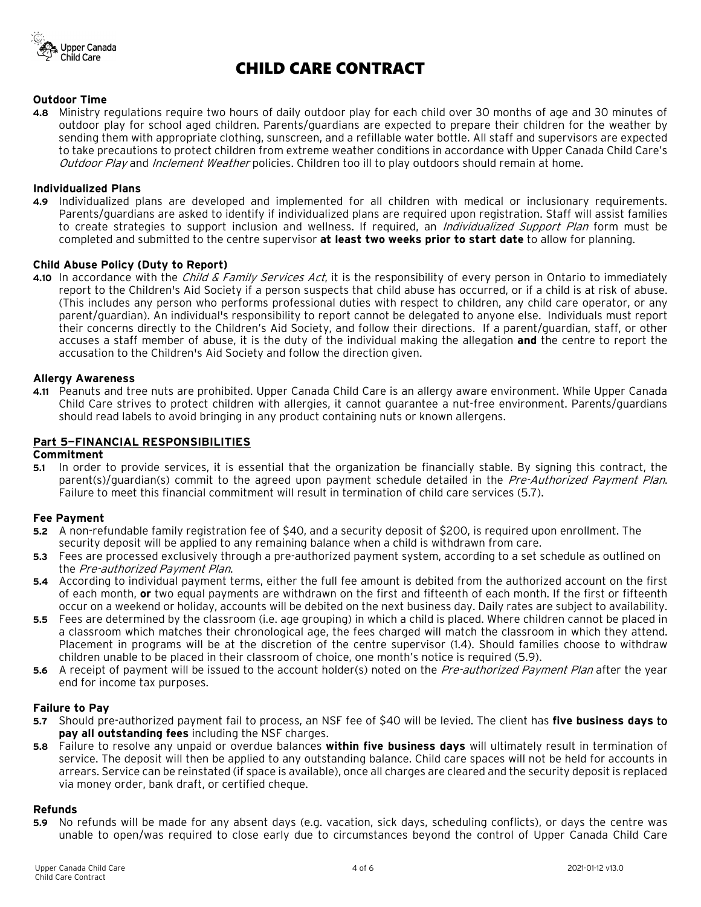# CHILD CARE CONTRACT

**Outdoor Time**

**4.8** Ministry regulations require two hours of daily outdoor play for each child over 30 months of age and 30 minutes of outdoor play for school aged children. Parents/guardians are expected to prepare their children for the weather by sending them with appropriate clothing, sunscreen, and a refillable water bottle. All staff and supervisors are expected to take precautions to protect children from extreme weather conditions in accordance with Upper Canada Child Care's *Outdoor Play* and *Inclement Weather* policies. Children too ill to play outdoors should remain at home.

**Individualized Plans**

**4.9** Individualized plans are developed and implemented for all children with medical or inclusionary requirements. Parents/guardians are asked to identify if individualized plans are required upon registration. Staff will assist families to create strategies to support inclusion and wellness. If required, an *Individualized Support Plan* form must be completed and submitted to the centre supervisor **at least two weeks prior to start date** to allow for planning.

**Child Abuse Policy (Duty to Report)**

**4.10** In accordance with the *Child & Family Services Act*, it is the responsibility of every person in Ontario to immediately report to the Children's Aid Society if a person suspects that child abuse has occurred, or if a child is at risk of abuse. (This includes any person who performs professional duties with respect to children, any child care operator, or any parent/guardian). An individual's responsibility to report cannot be delegated to anyone else. Individuals must report their concerns directly to the Children's Aid Society, and follow their directions. If a parent/guardian, staff, or other accuses a staff member of abuse, it is the duty of the individual making the allegation **and** the centre to report the accusation to the Children's Aid Society and follow the direction given.

**Allergy Awareness**

**4.11** Peanuts and tree nuts are prohibited. Upper Canada Child Care is an allergy aware environment. While Upper Canada Child Care strives to protect children with allergies, it cannot guarantee a nut-free environment. Parents/guardians should read labels to avoid bringing in any product containing nuts or known allergens.

## Part 5—FINANCIAL RESPONSIBILITIES

**Commitment**

**5.1** In order to provide services, it is essential that the organization be financially stable. By signing this contract, the parent(s)/guardian(s) commit to the agreed upon payment schedule detailed in the *Pre-Authorized Payment Plan*. Failure to meet this financial commitment will result in termination of child care services (5.7).

**Fee Payment**

**5.2** A non-refundable family registration fee of $40, and a security deposit of $200, is required upon enrollment. The security deposit will be applied to any remaining balance when a child is withdrawn from care.

**5.3** Fees are processed exclusively through a pre-authorized payment system, according to a set schedule as outlined on the *Pre-authorized Payment Plan*.

**5.4** According to individual payment terms, either the full fee amount is debited from the authorized account on the first of each month, **or** two equal payments are withdrawn on the first and fifteenth of each month. If the first or fifteenth occur on a weekend or holiday, accounts will be debited on the next business day. Daily rates are subject to availability.

**5.5** Fees are determined by the classroom (i.e. age grouping) in which a child is placed. Where children cannot be placed in a classroom which matches their chronological age, the fees charged will match the classroom in which they attend. Placement in programs will be at the discretion of the centre supervisor (1.4). Should families choose to withdraw children unable to be placed in their classroom of choice, one month's notice is required (5.9).

**5.6** A receipt of payment will be issued to the account holder(s) noted on the *Pre-authorized Payment Plan* after the year end for income tax purposes.

**Failure to Pay**

**5.7** Should pre-authorized payment fail to process, an NSF fee of $40 will be levied. The client has **five business days** to **pay all outstanding fees** including the NSF charges.

**5.8** Failure to resolve any unpaid or overdue balances **within five business days** will ultimately result in termination of service. The deposit will then be applied to any outstanding balance. Child care spaces will not be held for accounts in arrears. Service can be reinstated (if space is available), once all charges are cleared and the security deposit is replaced via money order, bank draft, or certified cheque.

**Refunds**

**5.9** No refunds will be made for any absent days (e.g. vacation, sick days, scheduling conflicts), or days the centre was unable to open/was required to close early due to circumstances beyond the control of Upper Canada Child Care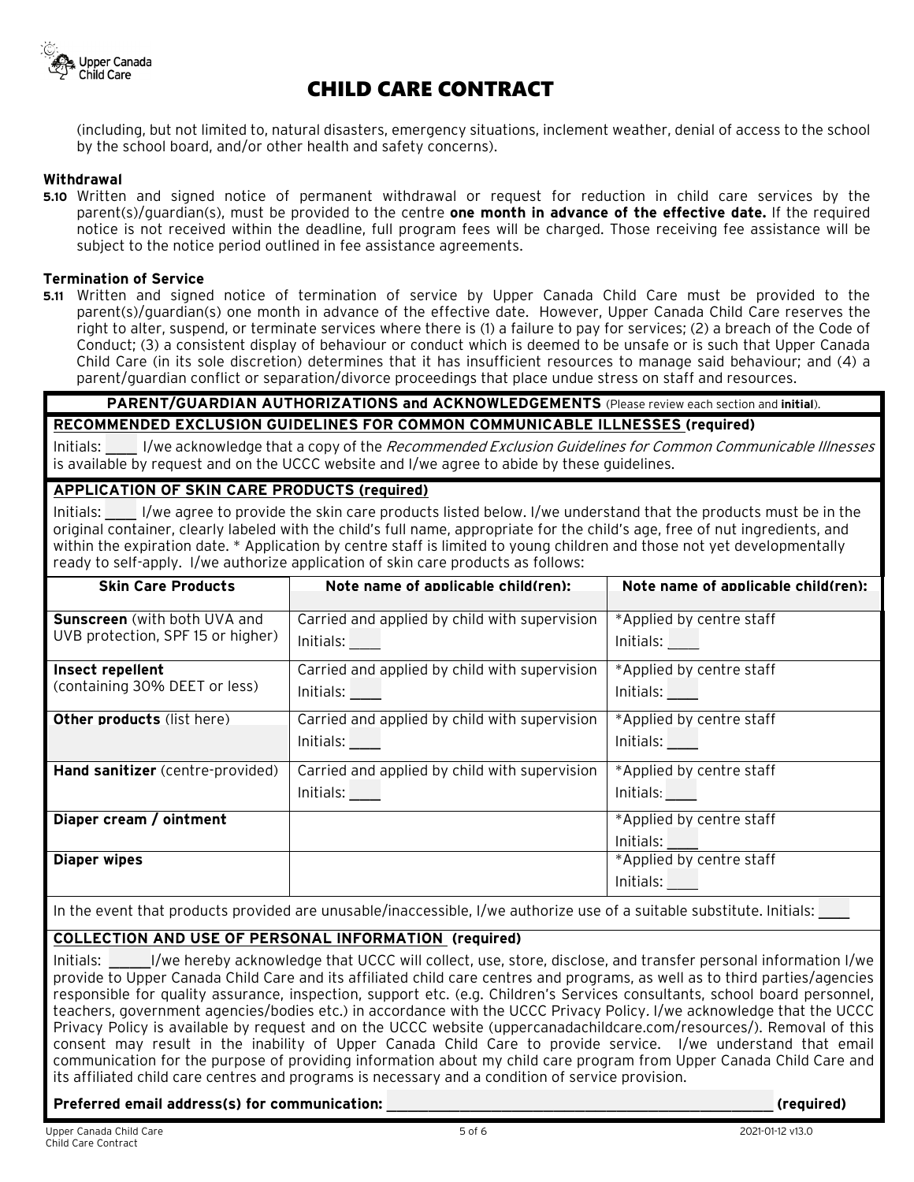# CHILD CARE CONTRACT

(including, but not limited to, natural disasters, emergency situations, inclement weather, denial of access to the school by the school board, and/or other health and safety concerns).

**Withdrawal**

**5.10** Written and signed notice of permanent withdrawal or request for reduction in child care services by the parent(s)/guardian(s), must be provided to the centre **one month in advance of the effective date.** If the required notice is not received within the deadline, full program fees will be charged. Those receiving fee assistance will be subject to the notice period outlined in fee assistance agreements.

**Termination of Service**

**5.11** Written and signed notice of termination of service by Upper Canada Child Care must be provided to the parent(s)/guardian(s) one month in advance of the effective date. However, Upper Canada Child Care reserves the right to alter, suspend, or terminate services where there is (1) a failure to pay for services; (2) a breach of the Code of Conduct; (3) a consistent display of behaviour or conduct which is deemed to be unsafe or is such that Upper Canada Child Care (in its sole discretion) determines that it has insufficient resources to manage said behaviour; and (4) a parent/guardian conflict or separation/divorce proceedings that place undue stress on staff and resources.

**PARENT/GUARDIAN AUTHORIZATIONS and ACKNOWLEDGEMENTS** (Please review each section and **initial**).

**RECOMMENDED EXCLUSION GUIDELINES FOR COMMON COMMUNICABLE ILLNESSES (required)**

Initials: ____ I/we acknowledge that a copy of the *Recommended Exclusion Guidelines for Common Communicable Illnesses* is available by request and on the UCCC website and I/we agree to abide by these guidelines.

**APPLICATION OF SKIN CARE PRODUCTS (required)**

Initials: ____ I/we agree to provide the skin care products listed below. I/we understand that the products must be in the original container, clearly labeled with the child's full name, appropriate for the child's age, free of nut ingredients, and within the expiration date. * Application by centre staff is limited to young children and those not yet developmentally ready to self-apply. I/we authorize application of skin care products as follows:

| Skin Care Products | Note name of applicable child(ren): | Note name of applicable child(ren): |
|---|---|---|
| **Sunscreen** (with both UVA and UVB protection, SPF 15 or higher) | Carried and applied by child with supervision Initials: ____ | *Applied by centre staff Initials: ____ |
| **Insect repellent** (containing 30% DEET or less) | Carried and applied by child with supervision Initials: ____ | *Applied by centre staff Initials: ____ |
| **Other products** (list here) | Carried and applied by child with supervision Initials: ____ | *Applied by centre staff Initials: ____ |
| **Hand sanitizer** (centre-provided) | Carried and applied by child with supervision Initials: ____ | *Applied by centre staff Initials: ____ |
| **Diaper cream / ointment** | | *Applied by centre staff Initials: ____ |
| **Diaper wipes** | | *Applied by centre staff Initials: ____ |

In the event that products provided are unusable/inaccessible, I/we authorize use of a suitable substitute. Initials: ____

**COLLECTION AND USE OF PERSONAL INFORMATION (required)**

Initials: ______I/we hereby acknowledge that UCCC will collect, use, store, disclose, and transfer personal information I/we provide to Upper Canada Child Care and its affiliated child care centres and programs, as well as to third parties/agencies responsible for quality assurance, inspection, support etc. (e.g. Children's Services consultants, school board personnel, teachers, government agencies/bodies etc.) in accordance with the UCCC Privacy Policy. I/we acknowledge that the UCCC Privacy Policy is available by request and on the UCCC website (uppercanadachildcare.com/resources/). Removal of this consent may result in the inability of Upper Canada Child Care to provide service. I/we understand that email communication for the purpose of providing information about my child care program from Upper Canada Child Care and its affiliated child care centres and programs is necessary and a condition of service provision.

**Preferred email address(s) for communication: ________________________________________ (required)**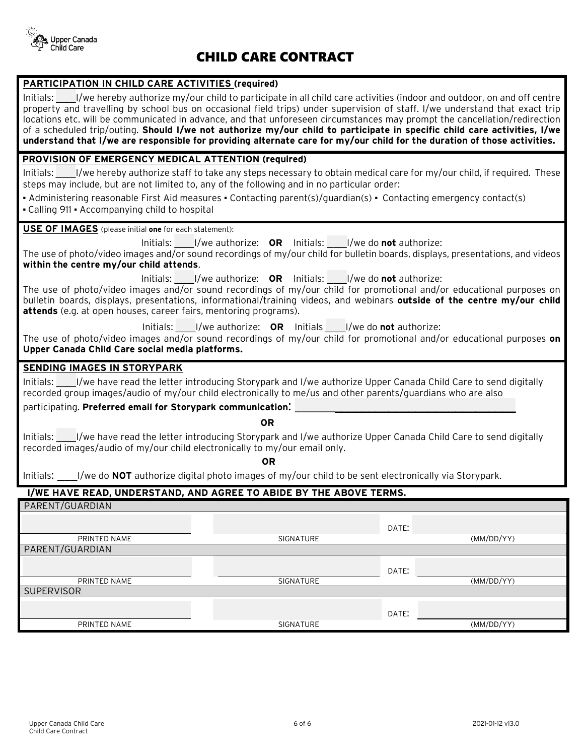# CHILD CARE CONTRACT

**PARTICIPATION IN CHILD CARE ACTIVITIES (required)**

Initials: ____ I/we hereby authorize my/our child to participate in all child care activities (indoor and outdoor, on and off centre property and travelling by school bus on occasional field trips) under supervision of staff. I/we understand that exact trip locations etc. will be communicated in advance, and that unforeseen circumstances may prompt the cancellation/redirection of a scheduled trip/outing. **Should I/we not authorize my/our child to participate in specific child care activities, I/we understand that I/we are responsible for providing alternate care for my/our child for the duration of those activities.**

**PROVISION OF EMERGENCY MEDICAL ATTENTION (required)**

Initials: ____ I/we hereby authorize staff to take any steps necessary to obtain medical care for my/our child, if required. These steps may include, but are not limited to, any of the following and in no particular order:

- Administering reasonable First Aid measures
- Contacting parent(s)/guardian(s)
- Contacting emergency contact(s)
- Calling 911
- Accompanying child to hospital

**USE OF IMAGES** (please initial **one** for each statement):

Initials: ____ I/we authorize: **OR** Initials: ____ I/we do **not** authorize:

The use of photo/video images and/or sound recordings of my/our child for bulletin boards, displays, presentations, and videos **within the centre my/our child attends**.

Initials: ____ I/we authorize: **OR** Initials: ____ I/we do **not** authorize:

The use of photo/video images and/or sound recordings of my/our child for promotional and/or educational purposes on bulletin boards, displays, presentations, informational/training videos, and webinars **outside of the centre my/our child attends** (e.g. at open houses, career fairs, mentoring programs).

Initials: ____ I/we authorize: **OR** Initials ____ I/we do **not** authorize:

The use of photo/video images and/or sound recordings of my/our child for promotional and/or educational purposes **on Upper Canada Child Care social media platforms.**

**SENDING IMAGES IN STORYPARK**

Initials: ____ I/we have read the letter introducing Storypark and I/we authorize Upper Canada Child Care to send digitally recorded group images/audio of my/our child electronically to me/us and other parents/guardians who are also participating. **Preferred email for Storypark communication:** ______________________________

**OR**

Initials: ____ I/we have read the letter introducing Storypark and I/we authorize Upper Canada Child Care to send digitally recorded images/audio of my/our child electronically to my/our email only.

**OR**

Initials: ____ I/we do **NOT** authorize digital photo images of my/our child to be sent electronically via Storypark.

**I/WE HAVE READ, UNDERSTAND, AND AGREE TO ABIDE BY THE ABOVE TERMS.**

| | | | |
|---|---|---|---|
| PARENT/GUARDIAN | | | |
| | | DATE: | |
| PRINTED NAME | SIGNATURE | | (MM/DD/YY) |
| PARENT/GUARDIAN | | | |
| | | DATE: | |
| PRINTED NAME | SIGNATURE | | (MM/DD/YY) |
| SUPERVISOR | | | |
| | | DATE: | |
| PRINTED NAME | SIGNATURE | | (MM/DD/YY) |